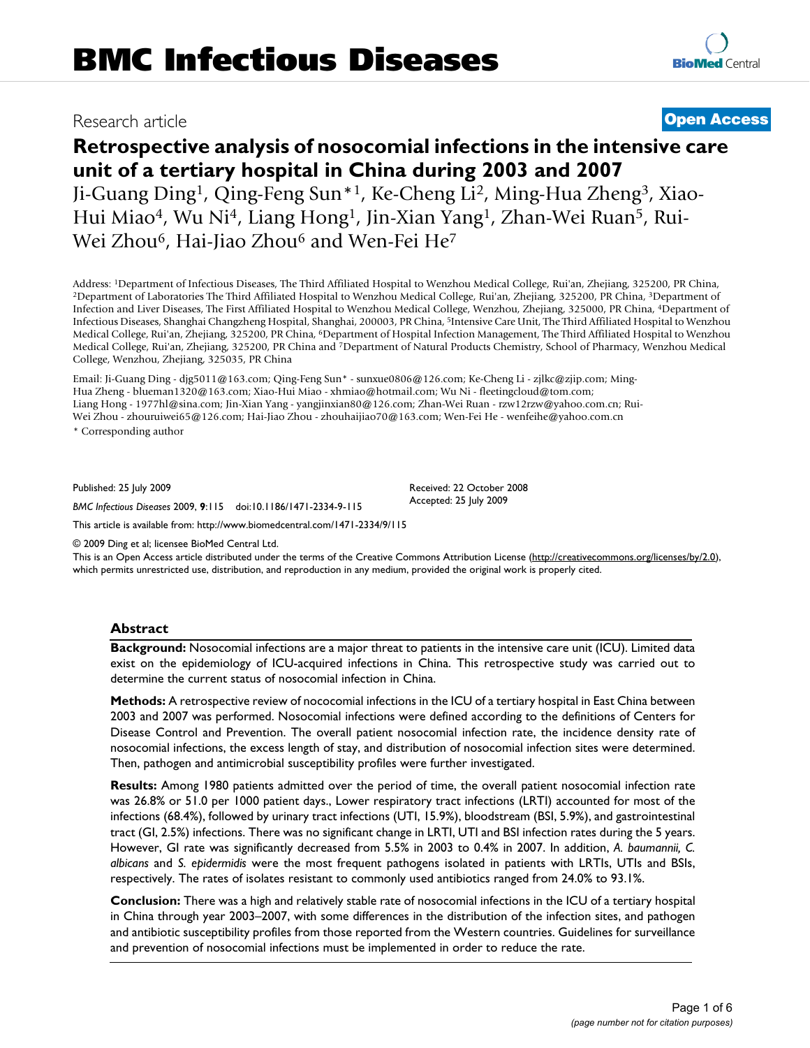# BMC Infectious Diseases

Research article

**Open Access**

# Retrospective analysis of nosocomial infections in the intensive care unit of a tertiary hospital in China during 2003 and 2007

Ji-Guang Ding[1], Qing-Feng Sun*[1], Ke-Cheng Li[2], Ming-Hua Zheng[3], Xiao-Hui Miao[4], Wu Ni[4], Liang Hong[1], Jin-Xian Yang[1], Zhan-Wei Ruan[5], Rui-Wei Zhou[6], Hai-Jiao Zhou[6] and Wen-Fei He[7]

Address: [1]Department of Infectious Diseases, The Third Affiliated Hospital to Wenzhou Medical College, Rui'an, Zhejiang, 325200, PR China, [2]Department of Laboratories The Third Affiliated Hospital to Wenzhou Medical College, Rui'an, Zhejiang, 325200, PR China, [3]Department of Infection and Liver Diseases, The First Affiliated Hospital to Wenzhou Medical College, Wenzhou, Zhejiang, 325000, PR China, [4]Department of Infectious Diseases, Shanghai Changzheng Hospital, Shanghai, 200003, PR China, [5]Intensive Care Unit, The Third Affiliated Hospital to Wenzhou Medical College, Rui'an, Zhejiang, 325200, PR China, [6]Department of Hospital Infection Management, The Third Affiliated Hospital to Wenzhou Medical College, Rui'an, Zhejiang, 325200, PR China and [7]Department of Natural Products Chemistry, School of Pharmacy, Wenzhou Medical College, Wenzhou, Zhejiang, 325035, PR China

Email: Ji-Guang Ding - djg5011@163.com; Qing-Feng Sun* - sunxue0806@126.com; Ke-Cheng Li - zjlkc@zjip.com; Ming-Hua Zheng - blueman1320@163.com; Xiao-Hui Miao - xhmiao@hotmail.com; Wu Ni - fleetingcloud@tom.com; Liang Hong - 1977hl@sina.com; Jin-Xian Yang - yangjinxian80@126.com; Zhan-Wei Ruan - rzw12rzw@yahoo.com.cn; Rui-Wei Zhou - zhouruiwei65@126.com; Hai-Jiao Zhou - zhouhaijiao70@163.com; Wen-Fei He - wenfeihe@yahoo.com.cn

* Corresponding author

Published: 25 July 2009

*BMC Infectious Diseases* 2009, **9**:115 doi:10.1186/1471-2334-9-115

Received: 22 October 2008
Accepted: 25 July 2009

This article is available from: http://www.biomedcentral.com/1471-2334/9/115

© 2009 Ding et al; licensee BioMed Central Ltd.

This is an Open Access article distributed under the terms of the Creative Commons Attribution License (http://creativecommons.org/licenses/by/2.0), which permits unrestricted use, distribution, and reproduction in any medium, provided the original work is properly cited.

## Abstract

**Background:** Nosocomial infections are a major threat to patients in the intensive care unit (ICU). Limited data exist on the epidemiology of ICU-acquired infections in China. This retrospective study was carried out to determine the current status of nosocomial infection in China.

**Methods:** A retrospective review of nococomial infections in the ICU of a tertiary hospital in East China between 2003 and 2007 was performed. Nosocomial infections were defined according to the definitions of Centers for Disease Control and Prevention. The overall patient nosocomial infection rate, the incidence density rate of nosocomial infections, the excess length of stay, and distribution of nosocomial infection sites were determined. Then, pathogen and antimicrobial susceptibility profiles were further investigated.

**Results:** Among 1980 patients admitted over the period of time, the overall patient nosocomial infection rate was 26.8% or 51.0 per 1000 patient days., Lower respiratory tract infections (LRTI) accounted for most of the infections (68.4%), followed by urinary tract infections (UTI, 15.9%), bloodstream (BSI, 5.9%), and gastrointestinal tract (GI, 2.5%) infections. There was no significant change in LRTI, UTI and BSI infection rates during the 5 years. However, GI rate was significantly decreased from 5.5% in 2003 to 0.4% in 2007. In addition, *A. baumannii, C. albicans* and *S. epidermidis* were the most frequent pathogens isolated in patients with LRTIs, UTIs and BSIs, respectively. The rates of isolates resistant to commonly used antibiotics ranged from 24.0% to 93.1%.

**Conclusion:** There was a high and relatively stable rate of nosocomial infections in the ICU of a tertiary hospital in China through year 2003–2007, with some differences in the distribution of the infection sites, and pathogen and antibiotic susceptibility profiles from those reported from the Western countries. Guidelines for surveillance and prevention of nosocomial infections must be implemented in order to reduce the rate.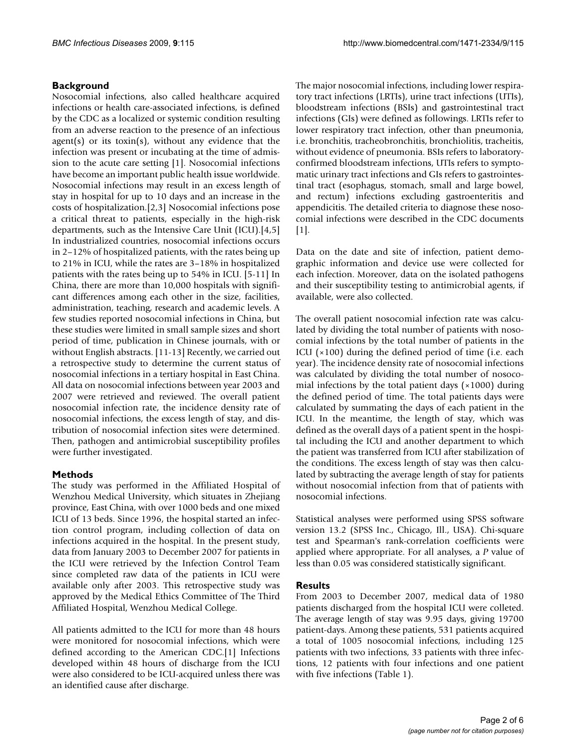## Background

Nosocomial infections, also called healthcare acquired infections or health care-associated infections, is defined by the CDC as a localized or systemic condition resulting from an adverse reaction to the presence of an infectious agent(s) or its toxin(s), without any evidence that the infection was present or incubating at the time of admission to the acute care setting [1]. Nosocomial infections have become an important public health issue worldwide. Nosocomial infections may result in an excess length of stay in hospital for up to 10 days and an increase in the costs of hospitalization.[2,3] Nosocomial infections pose a critical threat to patients, especially in the high-risk departments, such as the Intensive Care Unit (ICU).[4,5] In industrialized countries, nosocomial infections occurs in 2–12% of hospitalized patients, with the rates being up to 21% in ICU, while the rates are 3–18% in hospitalized patients with the rates being up to 54% in ICU. [5-11] In China, there are more than 10,000 hospitals with significant differences among each other in the size, facilities, administration, teaching, research and academic levels. A few studies reported nosocomial infections in China, but these studies were limited in small sample sizes and short period of time, publication in Chinese journals, with or without English abstracts. [11-13] Recently, we carried out a retrospective study to determine the current status of nosocomial infections in a tertiary hospital in East China. All data on nosocomial infections between year 2003 and 2007 were retrieved and reviewed. The overall patient nosocomial infection rate, the incidence density rate of nosocomial infections, the excess length of stay, and distribution of nosocomial infection sites were determined. Then, pathogen and antimicrobial susceptibility profiles were further investigated.

## Methods

The study was performed in the Affiliated Hospital of Wenzhou Medical University, which situates in Zhejiang province, East China, with over 1000 beds and one mixed ICU of 13 beds. Since 1996, the hospital started an infection control program, including collection of data on infections acquired in the hospital. In the present study, data from January 2003 to December 2007 for patients in the ICU were retrieved by the Infection Control Team since completed raw data of the patients in ICU were available only after 2003. This retrospective study was approved by the Medical Ethics Committee of The Third Affiliated Hospital, Wenzhou Medical College.

All patients admitted to the ICU for more than 48 hours were monitored for nosocomial infections, which were defined according to the American CDC.[1] Infections developed within 48 hours of discharge from the ICU were also considered to be ICU-acquired unless there was an identified cause after discharge.

The major nosocomial infections, including lower respiratory tract infections (LRTIs), urine tract infections (UTIs), bloodstream infections (BSIs) and gastrointestinal tract infections (GIs) were defined as followings. LRTIs refer to lower respiratory tract infection, other than pneumonia, i.e. bronchitis, tracheobronchitis, bronchiolitis, tracheitis, without evidence of pneumonia. BSIs refers to laboratory-confirmed bloodstream infections, UTIs refers to symptomatic urinary tract infections and GIs refers to gastrointestinal tract (esophagus, stomach, small and large bowel, and rectum) infections excluding gastroenteritis and appendicitis. The detailed criteria to diagnose these nosocomial infections were described in the CDC documents [1].

Data on the date and site of infection, patient demographic information and device use were collected for each infection. Moreover, data on the isolated pathogens and their susceptibility testing to antimicrobial agents, if available, were also collected.

The overall patient nosocomial infection rate was calculated by dividing the total number of patients with nosocomial infections by the total number of patients in the ICU (×100) during the defined period of time (i.e. each year). The incidence density rate of nosocomial infections was calculated by dividing the total number of nosocomial infections by the total patient days (×1000) during the defined period of time. The total patients days were calculated by summating the days of each patient in the ICU. In the meantime, the length of stay, which was defined as the overall days of a patient spent in the hospital including the ICU and another department to which the patient was transferred from ICU after stabilization of the conditions. The excess length of stay was then calculated by subtracting the average length of stay for patients without nosocomial infection from that of patients with nosocomial infections.

Statistical analyses were performed using SPSS software version 13.2 (SPSS Inc., Chicago, Ill., USA). Chi-square test and Spearman's rank-correlation coefficients were applied where appropriate. For all analyses, a *P* value of less than 0.05 was considered statistically significant.

## Results

From 2003 to December 2007, medical data of 1980 patients discharged from the hospital ICU were colleted. The average length of stay was 9.95 days, giving 19700 patient-days. Among these patients, 531 patients acquired a total of 1005 nosocomial infections, including 125 patients with two infections, 33 patients with three infections, 12 patients with four infections and one patient with five infections (Table 1).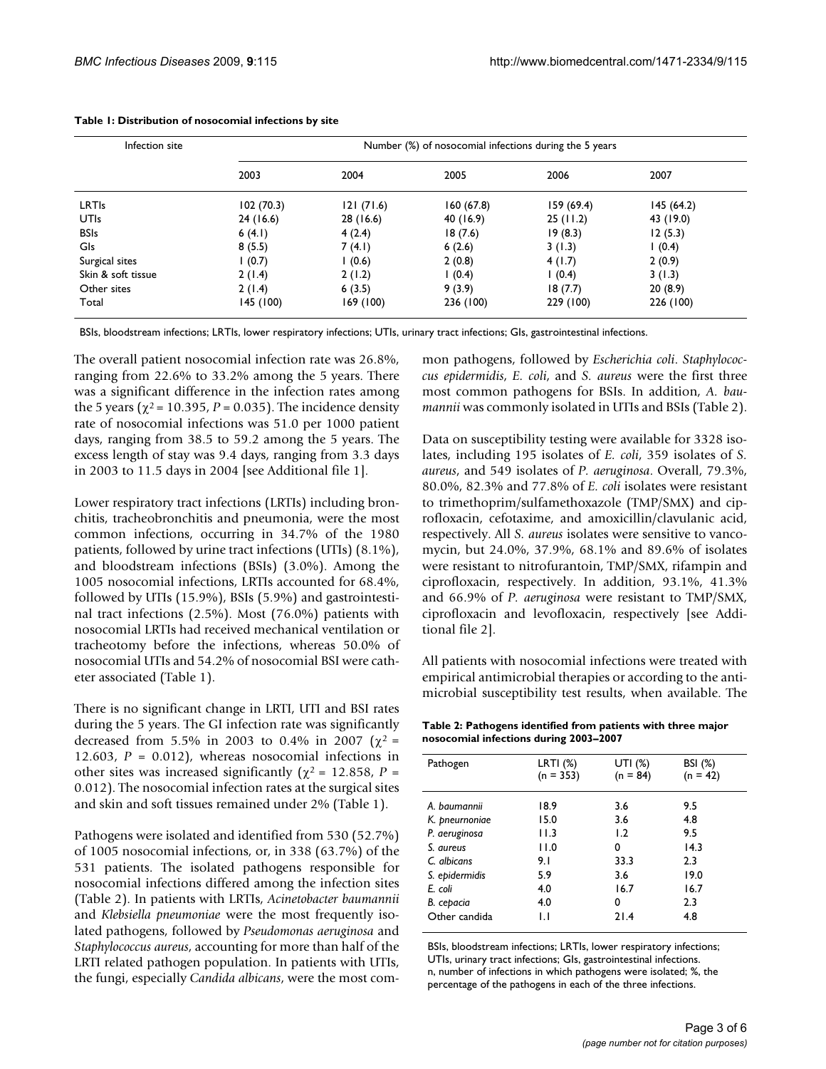**Table 1: Distribution of nosocomial infections by site**

| Infection site | Number (%) of nosocomial infections during the 5 years | | | | |
|---|---|---|---|---|---|
| | 2003 | 2004 | 2005 | 2006 | 2007 |
| LRTIs | 102 (70.3) | 121 (71.6) | 160 (67.8) | 159 (69.4) | 145 (64.2) |
| UTIs | 24 (16.6) | 28 (16.6) | 40 (16.9) | 25 (11.2) | 43 (19.0) |
| BSIs | 6 (4.1) | 4 (2.4) | 18 (7.6) | 19 (8.3) | 12 (5.3) |
| GIs | 8 (5.5) | 7 (4.1) | 6 (2.6) | 3 (1.3) | 1 (0.4) |
| Surgical sites | 1 (0.7) | 1 (0.6) | 2 (0.8) | 4 (1.7) | 2 (0.9) |
| Skin & soft tissue | 2 (1.4) | 2 (1.2) | 1 (0.4) | 1 (0.4) | 3 (1.3) |
| Other sites | 2 (1.4) | 6 (3.5) | 9 (3.9) | 18 (7.7) | 20 (8.9) |
| Total | 145 (100) | 169 (100) | 236 (100) | 229 (100) | 226 (100) |

BSIs, bloodstream infections; LRTIs, lower respiratory infections; UTIs, urinary tract infections; GIs, gastrointestinal infections.

The overall patient nosocomial infection rate was 26.8%, ranging from 22.6% to 33.2% among the 5 years. There was a significant difference in the infection rates among the 5 years ($\chi^2 = 10.395$, $P = 0.035$). The incidence density rate of nosocomial infections was 51.0 per 1000 patient days, ranging from 38.5 to 59.2 among the 5 years. The excess length of stay was 9.4 days, ranging from 3.3 days in 2003 to 11.5 days in 2004 [see Additional file 1].

Lower respiratory tract infections (LRTIs) including bronchitis, tracheobronchitis and pneumonia, were the most common infections, occurring in 34.7% of the 1980 patients, followed by urine tract infections (UTIs) (8.1%), and bloodstream infections (BSIs) (3.0%). Among the 1005 nosocomial infections, LRTIs accounted for 68.4%, followed by UTIs (15.9%), BSIs (5.9%) and gastrointestinal tract infections (2.5%). Most (76.0%) patients with nosocomial LRTIs had received mechanical ventilation or tracheotomy before the infections, whereas 50.0% of nosocomial UTIs and 54.2% of nosocomial BSI were catheter associated (Table 1).

There is no significant change in LRTI, UTI and BSI rates during the 5 years. The GI infection rate was significantly decreased from 5.5% in 2003 to 0.4% in 2007 ($\chi^2 = 12.603$, $P = 0.012$), whereas nosocomial infections in other sites was increased significantly ($\chi^2 = 12.858$, $P = 0.012$). The nosocomial infection rates at the surgical sites and skin and soft tissues remained under 2% (Table 1).

Pathogens were isolated and identified from 530 (52.7%) of 1005 nosocomial infections, or, in 338 (63.7%) of the 531 patients. The isolated pathogens responsible for nosocomial infections differed among the infection sites (Table 2). In patients with LRTIs, *Acinetobacter baumannii* and *Klebsiella pneumoniae* were the most frequently isolated pathogens, followed by *Pseudomonas aeruginosa* and *Staphylococcus aureus*, accounting for more than half of the LRTI related pathogen population. In patients with UTIs, the fungi, especially *Candida albicans*, were the most common pathogens, followed by *Escherichia coli*. *Staphylococcus epidermidis*, *E. coli*, and *S. aureus* were the first three most common pathogens for BSIs. In addition, *A. baumannii* was commonly isolated in UTIs and BSIs (Table 2).

Data on susceptibility testing were available for 3328 isolates, including 195 isolates of *E. coli*, 359 isolates of *S. aureus*, and 549 isolates of *P. aeruginosa*. Overall, 79.3%, 80.0%, 82.3% and 77.8% of *E. coli* isolates were resistant to trimethoprim/sulfamethoxazole (TMP/SMX) and ciprofloxacin, cefotaxime, and amoxicillin/clavulanic acid, respectively. All *S. aureus* isolates were sensitive to vancomycin, but 24.0%, 37.9%, 68.1% and 89.6% of isolates were resistant to nitrofurantoin, TMP/SMX, rifampin and ciprofloxacin, respectively. In addition, 93.1%, 41.3% and 66.9% of *P. aeruginosa* were resistant to TMP/SMX, ciprofloxacin and levofloxacin, respectively [see Additional file 2].

All patients with nosocomial infections were treated with empirical antimicrobial therapies or according to the antimicrobial susceptibility test results, when available. The

**Table 2: Pathogens identified from patients with three major nosocomial infections during 2003–2007**

| Pathogen | LRTI (%) (n = 353) | UTI (%) (n = 84) | BSI (%) (n = 42) |
|---|---|---|---|
| *A. baumannii* | 18.9 | 3.6 | 9.5 |
| *K. pneumoniae* | 15.0 | 3.6 | 4.8 |
| *P. aeruginosa* | 11.3 | 1.2 | 9.5 |
| *S. aureus* | 11.0 | 0 | 14.3 |
| *C. albicans* | 9.1 | 33.3 | 2.3 |
| *S. epidermidis* | 5.9 | 3.6 | 19.0 |
| *E. coli* | 4.0 | 16.7 | 16.7 |
| *B. cepacia* | 4.0 | 0 | 2.3 |
| Other candida | 1.1 | 21.4 | 4.8 |

BSIs, bloodstream infections; LRTIs, lower respiratory infections; UTIs, urinary tract infections; GIs, gastrointestinal infections.
n, number of infections in which pathogens were isolated; %, the percentage of the pathogens in each of the three infections.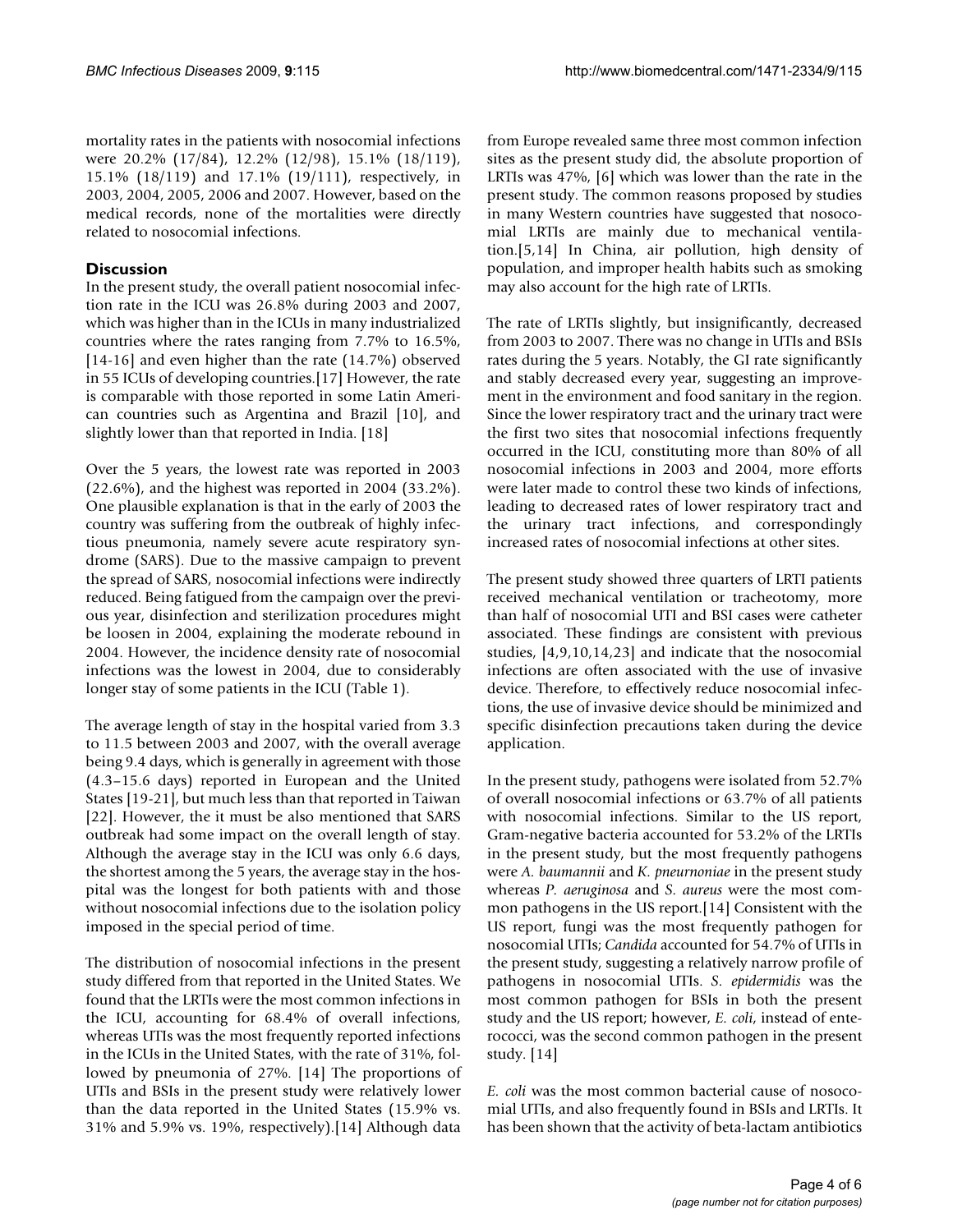mortality rates in the patients with nosocomial infections were 20.2% (17/84), 12.2% (12/98), 15.1% (18/119), 15.1% (18/119) and 17.1% (19/111), respectively, in 2003, 2004, 2005, 2006 and 2007. However, based on the medical records, none of the mortalities were directly related to nosocomial infections.

## Discussion

In the present study, the overall patient nosocomial infection rate in the ICU was 26.8% during 2003 and 2007, which was higher than in the ICUs in many industrialized countries where the rates ranging from 7.7% to 16.5%, [14-16] and even higher than the rate (14.7%) observed in 55 ICUs of developing countries.[17] However, the rate is comparable with those reported in some Latin American countries such as Argentina and Brazil [10], and slightly lower than that reported in India. [18]

Over the 5 years, the lowest rate was reported in 2003 (22.6%), and the highest was reported in 2004 (33.2%). One plausible explanation is that in the early of 2003 the country was suffering from the outbreak of highly infectious pneumonia, namely severe acute respiratory syndrome (SARS). Due to the massive campaign to prevent the spread of SARS, nosocomial infections were indirectly reduced. Being fatigued from the campaign over the previous year, disinfection and sterilization procedures might be loosen in 2004, explaining the moderate rebound in 2004. However, the incidence density rate of nosocomial infections was the lowest in 2004, due to considerably longer stay of some patients in the ICU (Table 1).

The average length of stay in the hospital varied from 3.3 to 11.5 between 2003 and 2007, with the overall average being 9.4 days, which is generally in agreement with those (4.3–15.6 days) reported in European and the United States [19-21], but much less than that reported in Taiwan [22]. However, the it must be also mentioned that SARS outbreak had some impact on the overall length of stay. Although the average stay in the ICU was only 6.6 days, the shortest among the 5 years, the average stay in the hospital was the longest for both patients with and those without nosocomial infections due to the isolation policy imposed in the special period of time.

The distribution of nosocomial infections in the present study differed from that reported in the United States. We found that the LRTIs were the most common infections in the ICU, accounting for 68.4% of overall infections, whereas UTIs was the most frequently reported infections in the ICUs in the United States, with the rate of 31%, followed by pneumonia of 27%. [14] The proportions of UTIs and BSIs in the present study were relatively lower than the data reported in the United States (15.9% vs. 31% and 5.9% vs. 19%, respectively).[14] Although data from Europe revealed same three most common infection sites as the present study did, the absolute proportion of LRTIs was 47%, [6] which was lower than the rate in the present study. The common reasons proposed by studies in many Western countries have suggested that nosocomial LRTIs are mainly due to mechanical ventilation.[5,14] In China, air pollution, high density of population, and improper health habits such as smoking may also account for the high rate of LRTIs.

The rate of LRTIs slightly, but insignificantly, decreased from 2003 to 2007. There was no change in UTIs and BSIs rates during the 5 years. Notably, the GI rate significantly and stably decreased every year, suggesting an improvement in the environment and food sanitary in the region. Since the lower respiratory tract and the urinary tract were the first two sites that nosocomial infections frequently occurred in the ICU, constituting more than 80% of all nosocomial infections in 2003 and 2004, more efforts were later made to control these two kinds of infections, leading to decreased rates of lower respiratory tract and the urinary tract infections, and correspondingly increased rates of nosocomial infections at other sites.

The present study showed three quarters of LRTI patients received mechanical ventilation or tracheotomy, more than half of nosocomial UTI and BSI cases were catheter associated. These findings are consistent with previous studies, [4,9,10,14,23] and indicate that the nosocomial infections are often associated with the use of invasive device. Therefore, to effectively reduce nosocomial infections, the use of invasive device should be minimized and specific disinfection precautions taken during the device application.

In the present study, pathogens were isolated from 52.7% of overall nosocomial infections or 63.7% of all patients with nosocomial infections. Similar to the US report, Gram-negative bacteria accounted for 53.2% of the LRTIs in the present study, but the most frequently pathogens were *A. baumannii* and *K. pneumoniae* in the present study whereas *P. aeruginosa* and *S. aureus* were the most common pathogens in the US report.[14] Consistent with the US report, fungi was the most frequently pathogen for nosocomial UTIs; *Candida* accounted for 54.7% of UTIs in the present study, suggesting a relatively narrow profile of pathogens in nosocomial UTIs. *S. epidermidis* was the most common pathogen for BSIs in both the present study and the US report; however, *E. coli*, instead of enterococci, was the second common pathogen in the present study. [14]

*E. coli* was the most common bacterial cause of nosocomial UTIs, and also frequently found in BSIs and LRTIs. It has been shown that the activity of beta-lactam antibiotics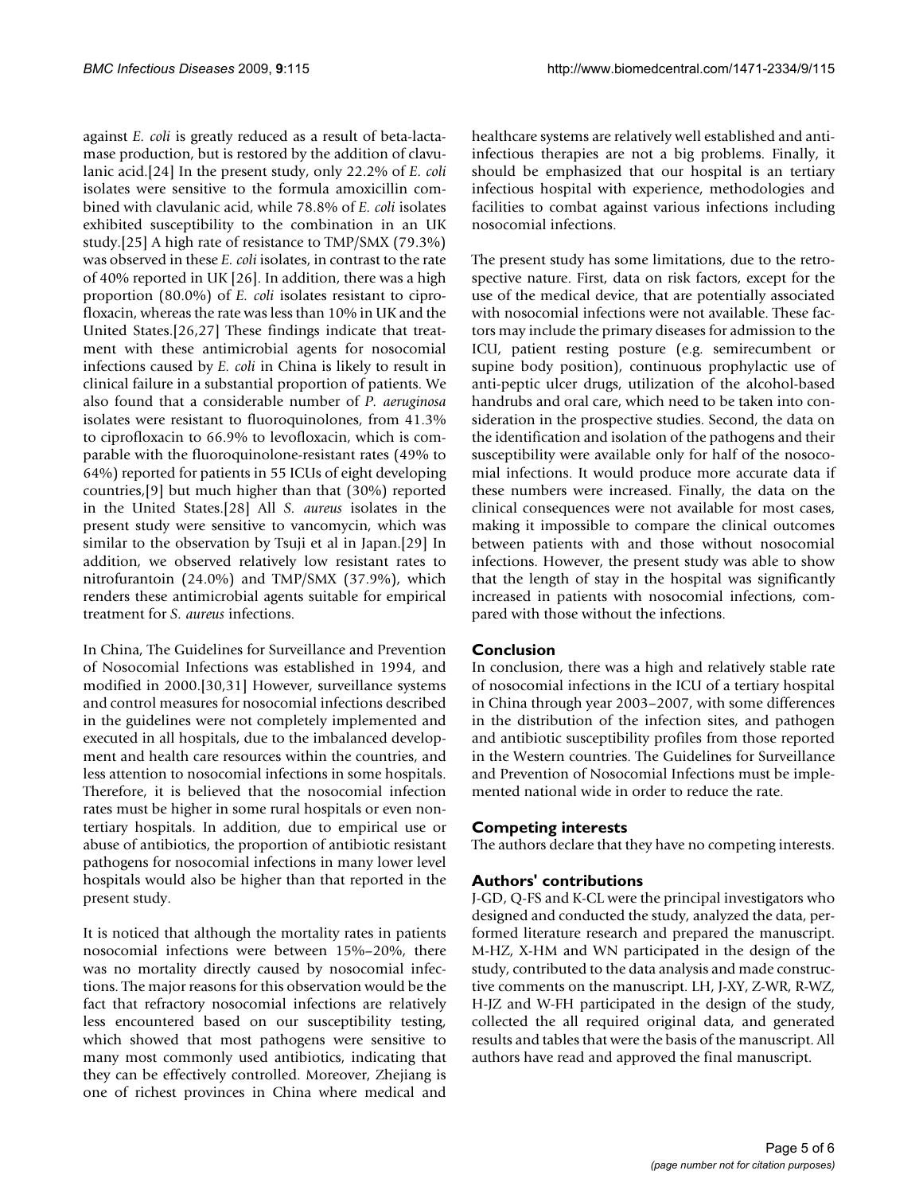against *E. coli* is greatly reduced as a result of beta-lactamase production, but is restored by the addition of clavulanic acid.[24] In the present study, only 22.2% of *E. coli* isolates were sensitive to the formula amoxicillin combined with clavulanic acid, while 78.8% of *E. coli* isolates exhibited susceptibility to the combination in an UK study.[25] A high rate of resistance to TMP/SMX (79.3%) was observed in these *E. coli* isolates, in contrast to the rate of 40% reported in UK [26]. In addition, there was a high proportion (80.0%) of *E. coli* isolates resistant to ciprofloxacin, whereas the rate was less than 10% in UK and the United States.[26,27] These findings indicate that treatment with these antimicrobial agents for nosocomial infections caused by *E. coli* in China is likely to result in clinical failure in a substantial proportion of patients. We also found that a considerable number of *P. aeruginosa* isolates were resistant to fluoroquinolones, from 41.3% to ciprofloxacin to 66.9% to levofloxacin, which is comparable with the fluoroquinolone-resistant rates (49% to 64%) reported for patients in 55 ICUs of eight developing countries,[9] but much higher than that (30%) reported in the United States.[28] All *S. aureus* isolates in the present study were sensitive to vancomycin, which was similar to the observation by Tsuji et al in Japan.[29] In addition, we observed relatively low resistant rates to nitrofurantoin (24.0%) and TMP/SMX (37.9%), which renders these antimicrobial agents suitable for empirical treatment for *S. aureus* infections.

In China, The Guidelines for Surveillance and Prevention of Nosocomial Infections was established in 1994, and modified in 2000.[30,31] However, surveillance systems and control measures for nosocomial infections described in the guidelines were not completely implemented and executed in all hospitals, due to the imbalanced development and health care resources within the countries, and less attention to nosocomial infections in some hospitals. Therefore, it is believed that the nosocomial infection rates must be higher in some rural hospitals or even non-tertiary hospitals. In addition, due to empirical use or abuse of antibiotics, the proportion of antibiotic resistant pathogens for nosocomial infections in many lower level hospitals would also be higher than that reported in the present study.

It is noticed that although the mortality rates in patients nosocomial infections were between 15%–20%, there was no mortality directly caused by nosocomial infections. The major reasons for this observation would be the fact that refractory nosocomial infections are relatively less encountered based on our susceptibility testing, which showed that most pathogens were sensitive to many most commonly used antibiotics, indicating that they can be effectively controlled. Moreover, Zhejiang is one of richest provinces in China where medical and healthcare systems are relatively well established and anti-infectious therapies are not a big problems. Finally, it should be emphasized that our hospital is an tertiary infectious hospital with experience, methodologies and facilities to combat against various infections including nosocomial infections.

The present study has some limitations, due to the retrospective nature. First, data on risk factors, except for the use of the medical device, that are potentially associated with nosocomial infections were not available. These factors may include the primary diseases for admission to the ICU, patient resting posture (e.g. semirecumbent or supine body position), continuous prophylactic use of anti-peptic ulcer drugs, utilization of the alcohol-based handrubs and oral care, which need to be taken into consideration in the prospective studies. Second, the data on the identification and isolation of the pathogens and their susceptibility were available only for half of the nosocomial infections. It would produce more accurate data if these numbers were increased. Finally, the data on the clinical consequences were not available for most cases, making it impossible to compare the clinical outcomes between patients with and those without nosocomial infections. However, the present study was able to show that the length of stay in the hospital was significantly increased in patients with nosocomial infections, compared with those without the infections.

## Conclusion

In conclusion, there was a high and relatively stable rate of nosocomial infections in the ICU of a tertiary hospital in China through year 2003–2007, with some differences in the distribution of the infection sites, and pathogen and antibiotic susceptibility profiles from those reported in the Western countries. The Guidelines for Surveillance and Prevention of Nosocomial Infections must be implemented national wide in order to reduce the rate.

## Competing interests

The authors declare that they have no competing interests.

## Authors' contributions

J-GD, Q-FS and K-CL were the principal investigators who designed and conducted the study, analyzed the data, performed literature research and prepared the manuscript. M-HZ, X-HM and WN participated in the design of the study, contributed to the data analysis and made constructive comments on the manuscript. LH, J-XY, Z-WR, R-WZ, H-JZ and W-FH participated in the design of the study, collected the all required original data, and generated results and tables that were the basis of the manuscript. All authors have read and approved the final manuscript.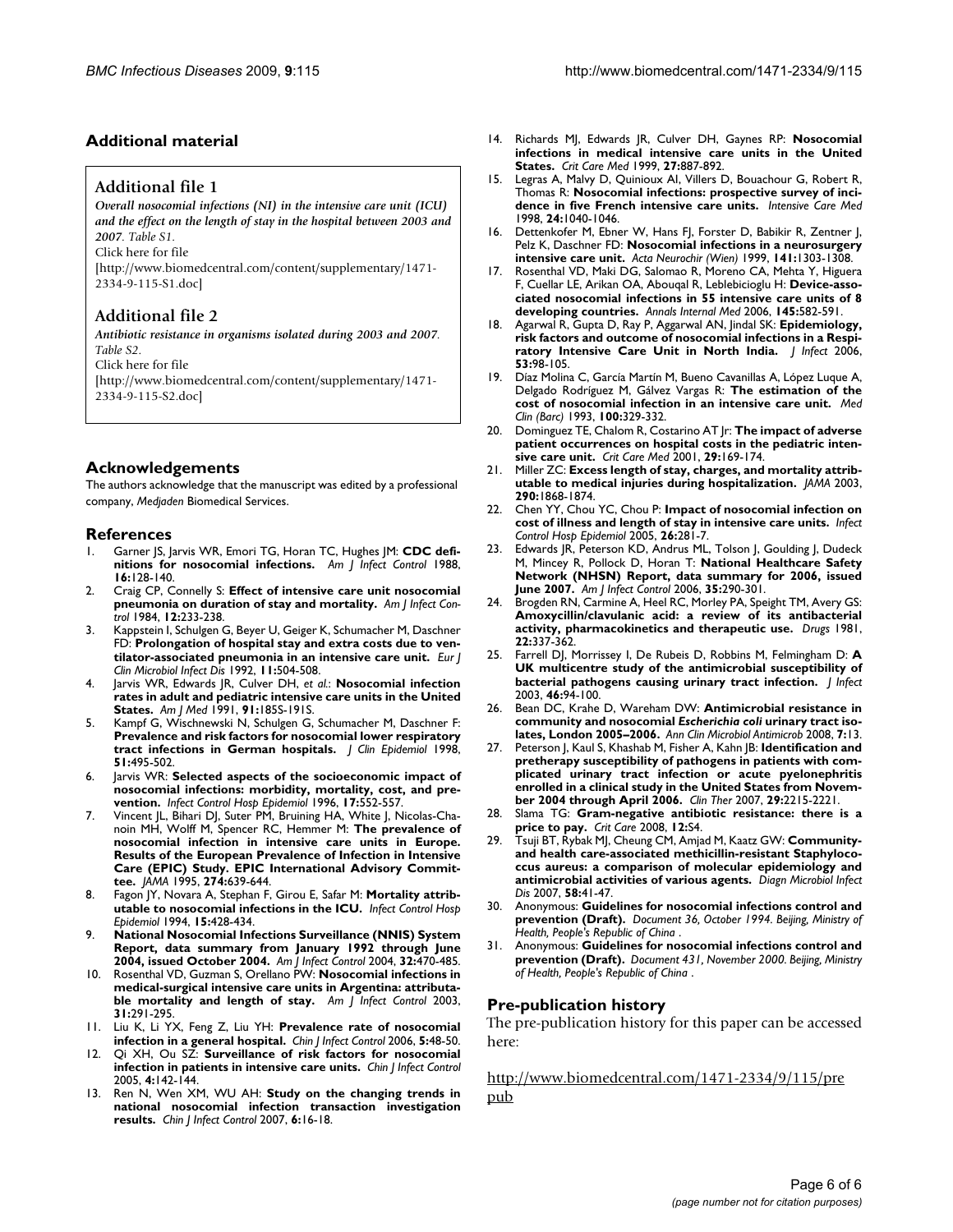## Additional material

### Additional file 1

*Overall nosocomial infections (NI) in the intensive care unit (ICU) and the effect on the length of stay in the hospital between 2003 and 2007. Table S1.*

Click here for file

[http://www.biomedcentral.com/content/supplementary/1471-2334-9-115-S1.doc]

### Additional file 2

*Antibiotic resistance in organisms isolated during 2003 and 2007. Table S2.*

Click here for file

[http://www.biomedcentral.com/content/supplementary/1471-2334-9-115-S2.doc]

## Acknowledgements

The authors acknowledge that the manuscript was edited by a professional company, *Medjaden* Biomedical Services.

## References

1. Garner JS, Jarvis WR, Emori TG, Horan TC, Hughes JM: **CDC definitions for nosocomial infections.** *Am J Infect Control* 1988, **16:**128-140.
2. Craig CP, Connelly S: **Effect of intensive care unit nosocomial pneumonia on duration of stay and mortality.** *Am J Infect Control* 1984, **12:**233-238.
3. Kappstein I, Schulgen G, Beyer U, Geiger K, Schumacher M, Daschner FD: **Prolongation of hospital stay and extra costs due to ventilator-associated pneumonia in an intensive care unit.** *Eur J Clin Microbiol Infect Dis* 1992, **11:**504-508.
4. Jarvis WR, Edwards JR, Culver DH, *et al.*: **Nosocomial infection rates in adult and pediatric intensive care units in the United States.** *Am J Med* 1991, **91:**185S-191S.
5. Kampf G, Wischnewski N, Schulgen G, Schumacher M, Daschner F: **Prevalence and risk factors for nosocomial lower respiratory tract infections in German hospitals.** *J Clin Epidemiol* 1998, **51:**495-502.
6. Jarvis WR: **Selected aspects of the socioeconomic impact of nosocomial infections: morbidity, mortality, cost, and prevention.** *Infect Control Hosp Epidemiol* 1996, **17:**552-557.
7. Vincent JL, Bihari DJ, Suter PM, Bruining HA, White J, Nicolas-Chanoin MH, Wolff M, Spencer RC, Hemmer M: **The prevalence of nosocomial infection in intensive care units in Europe. Results of the European Prevalence of Infection in Intensive Care (EPIC) Study. EPIC International Advisory Committee.** *JAMA* 1995, **274:**639-644.
8. Fagon JY, Novara A, Stephan F, Girou E, Safar M: **Mortality attributable to nosocomial infections in the ICU.** *Infect Control Hosp Epidemiol* 1994, **15:**428-434.
9. **National Nosocomial Infections Surveillance (NNIS) System Report, data summary from January 1992 through June 2004, issued October 2004.** *Am J Infect Control* 2004, **32:**470-485.
10. Rosenthal VD, Guzman S, Orellano PW: **Nosocomial infections in medical-surgical intensive care units in Argentina: attributable mortality and length of stay.** *Am J Infect Control* 2003, **31:**291-295.
11. Liu K, Li YX, Feng Z, Liu YH: **Prevalence rate of nosocomial infection in a general hospital.** *Chin J Infect Control* 2006, **5:**48-50.
12. Qi XH, Ou SZ: **Surveillance of risk factors for nosocomial infection in patients in intensive care units.** *Chin J Infect Control* 2005, **4:**142-144.
13. Ren N, Wen XM, WU AH: **Study on the changing trends in national nosocomial infection transaction investigation results.** *Chin J Infect Control* 2007, **6:**16-18.
14. Richards MJ, Edwards JR, Culver DH, Gaynes RP: **Nosocomial infections in medical intensive care units in the United States.** *Crit Care Med* 1999, **27:**887-892.
15. Legras A, Malvy D, Quinioux AI, Villers D, Bouachour G, Robert R, Thomas R: **Nosocomial infections: prospective survey of incidence in five French intensive care units.** *Intensive Care Med* 1998, **24:**1040-1046.
16. Dettenkofer M, Ebner W, Hans FJ, Forster D, Babikir R, Zentner J, Pelz K, Daschner FD: **Nosocomial infections in a neurosurgery intensive care unit.** *Acta Neurochir (Wien)* 1999, **141:**1303-1308.
17. Rosenthal VD, Maki DG, Salomao R, Moreno CA, Mehta Y, Higuera F, Cuellar LE, Arikan OA, Abouqal R, Leblebicioglu H: **Device-associated nosocomial infections in 55 intensive care units of 8 developing countries.** *Annals Internal Med* 2006, **145:**582-591.
18. Agarwal R, Gupta D, Ray P, Aggarwal AN, Jindal SK: **Epidemiology, risk factors and outcome of nosocomial infections in a Respiratory Intensive Care Unit in North India.** *J Infect* 2006, **53:**98-105.
19. Díaz Molina C, García Martín M, Bueno Cavanillas A, López Luque A, Delgado Rodríguez M, Gálvez Vargas R: **The estimation of the cost of nosocomial infection in an intensive care unit.** *Med Clin (Barc)* 1993, **100:**329-332.
20. Dominguez TE, Chalom R, Costarino AT Jr: **The impact of adverse patient occurrences on hospital costs in the pediatric intensive care unit.** *Crit Care Med* 2001, **29:**169-174.
21. Miller ZC: **Excess length of stay, charges, and mortality attributable to medical injuries during hospitalization.** *JAMA* 2003, **290:**1868-1874.
22. Chen YY, Chou YC, Chou P: **Impact of nosocomial infection on cost of illness and length of stay in intensive care units.** *Infect Control Hosp Epidemiol* 2005, **26:**281-7.
23. Edwards JR, Peterson KD, Andrus ML, Tolson J, Goulding J, Dudeck M, Mincey R, Pollock D, Horan T: **National Healthcare Safety Network (NHSN) Report, data summary for 2006, issued June 2007.** *Am J Infect Control* 2006, **35:**290-301.
24. Brogden RN, Carmine A, Heel RC, Morley PA, Speight TM, Avery GS: **Amoxycillin/clavulanic acid: a review of its antibacterial activity, pharmacokinetics and therapeutic use.** *Drugs* 1981, **22:**337-362.
25. Farrell DJ, Morrissey I, De Rubeis D, Robbins M, Felmingham D: **A UK multicentre study of the antimicrobial susceptibility of bacterial pathogens causing urinary tract infection.** *J Infect* 2003, **46:**94-100.
26. Bean DC, Krahe D, Wareham DW: **Antimicrobial resistance in community and nosocomial *Escherichia coli* urinary tract isolates, London 2005–2006.** *Ann Clin Microbiol Antimicrob* 2008, **7:**13.
27. Peterson J, Kaul S, Khashab M, Fisher A, Kahn JB: **Identification and pretherapy susceptibility of pathogens in patients with complicated urinary tract infection or acute pyelonephritis enrolled in a clinical study in the United States from November 2004 through April 2006.** *Clin Ther* 2007, **29:**2215-2221.
28. Slama TG: **Gram-negative antibiotic resistance: there is a price to pay.** *Crit Care* 2008, **12:**S4.
29. Tsuji BT, Rybak MJ, Cheung CM, Amjad M, Kaatz GW: **Community- and health care-associated methicillin-resistant Staphylococcus aureus: a comparison of molecular epidemiology and antimicrobial activities of various agents.** *Diagn Microbiol Infect Dis* 2007, **58:**41-47.
30. Anonymous: **Guidelines for nosocomial infections control and prevention (Draft).** *Document 36, October 1994. Beijing, Ministry of Health, People's Republic of China* .
31. Anonymous: **Guidelines for nosocomial infections control and prevention (Draft).** *Document 431, November 2000. Beijing, Ministry of Health, People's Republic of China* .

## Pre-publication history

The pre-publication history for this paper can be accessed here:

http://www.biomedcentral.com/1471-2334/9/115/prepub